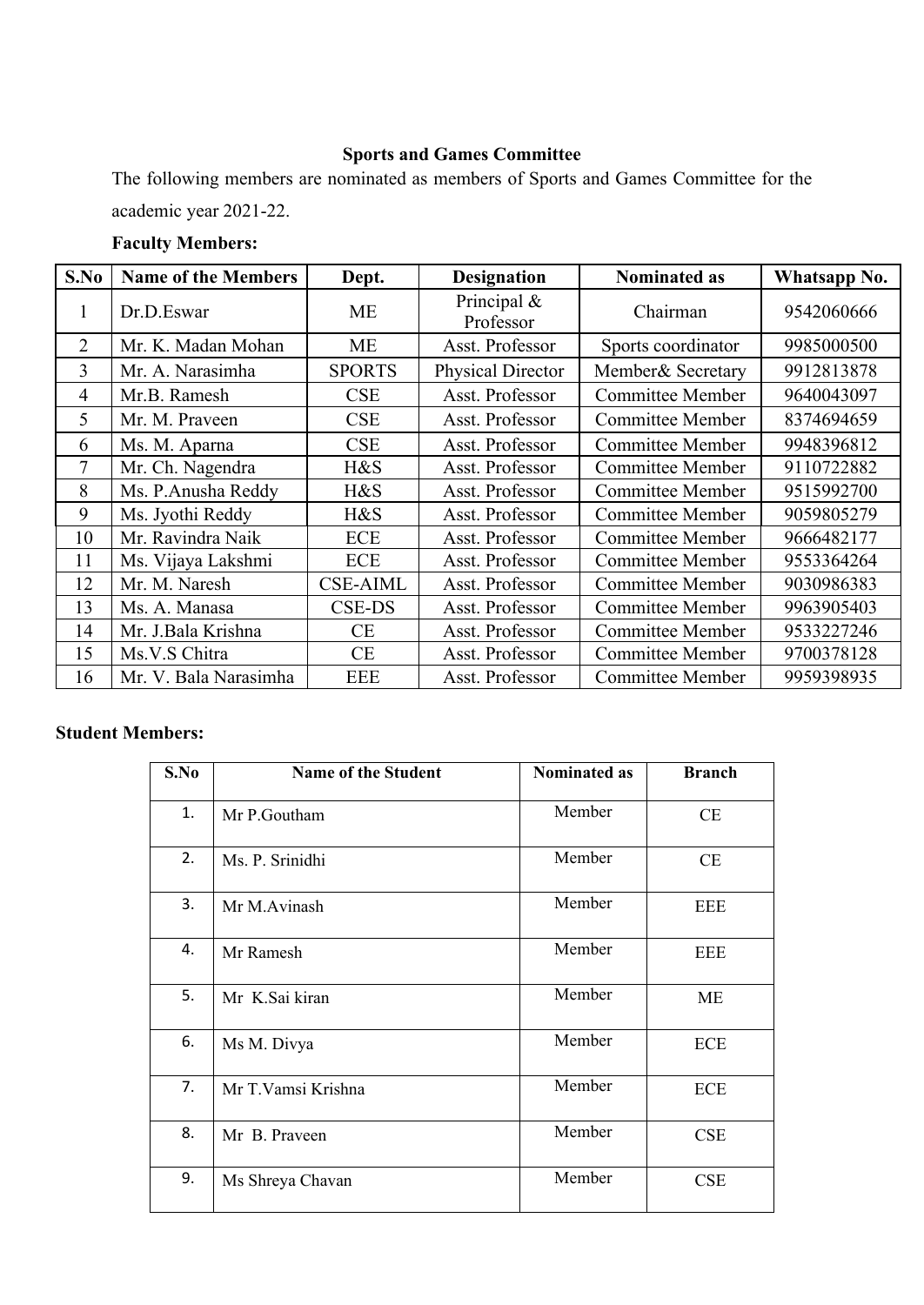**Sports and Games Committee**

The following members are nominated as members of Sports and Games Committee for the academic year 2021-22.

**Faculty Members:**

| S.No | Name of the Members | Dept. | Designation | Nominated as | Whatsapp No. |
|---|---|---|---|---|---|
| 1 | Dr.D.Eswar | ME | Principal & Professor | Chairman | 9542060666 |
| 2 | Mr. K. Madan Mohan | ME | Asst. Professor | Sports coordinator | 9985000500 |
| 3 | Mr. A. Narasimha | SPORTS | Physical Director | Member& Secretary | 9912813878 |
| 4 | Mr.B. Ramesh | CSE | Asst. Professor | Committee Member | 9640043097 |
| 5 | Mr. M. Praveen | CSE | Asst. Professor | Committee Member | 8374694659 |
| 6 | Ms. M. Aparna | CSE | Asst. Professor | Committee Member | 9948396812 |
| 7 | Mr. Ch. Nagendra | H&S | Asst. Professor | Committee Member | 9110722882 |
| 8 | Ms. P.Anusha Reddy | H&S | Asst. Professor | Committee Member | 9515992700 |
| 9 | Ms. Jyothi Reddy | H&S | Asst. Professor | Committee Member | 9059805279 |
| 10 | Mr. Ravindra Naik | ECE | Asst. Professor | Committee Member | 9666482177 |
| 11 | Ms. Vijaya Lakshmi | ECE | Asst. Professor | Committee Member | 9553364264 |
| 12 | Mr. M. Naresh | CSE-AIML | Asst. Professor | Committee Member | 9030986383 |
| 13 | Ms. A. Manasa | CSE-DS | Asst. Professor | Committee Member | 9963905403 |
| 14 | Mr. J.Bala Krishna | CE | Asst. Professor | Committee Member | 9533227246 |
| 15 | Ms.V.S Chitra | CE | Asst. Professor | Committee Member | 9700378128 |
| 16 | Mr. V. Bala Narasimha | EEE | Asst. Professor | Committee Member | 9959398935 |

**Student Members:**

| S.No | Name of the Student | Nominated as | Branch |
|---|---|---|---|
| 1. | Mr P.Goutham | Member | CE |
| 2. | Ms. P. Srinidhi | Member | CE |
| 3. | Mr M.Avinash | Member | EEE |
| 4. | Mr Ramesh | Member | EEE |
| 5. | Mr K.Sai kiran | Member | ME |
| 6. | Ms M. Divya | Member | ECE |
| 7. | Mr T.Vamsi Krishna | Member | ECE |
| 8. | Mr B. Praveen | Member | CSE |
| 9. | Ms Shreya Chavan | Member | CSE |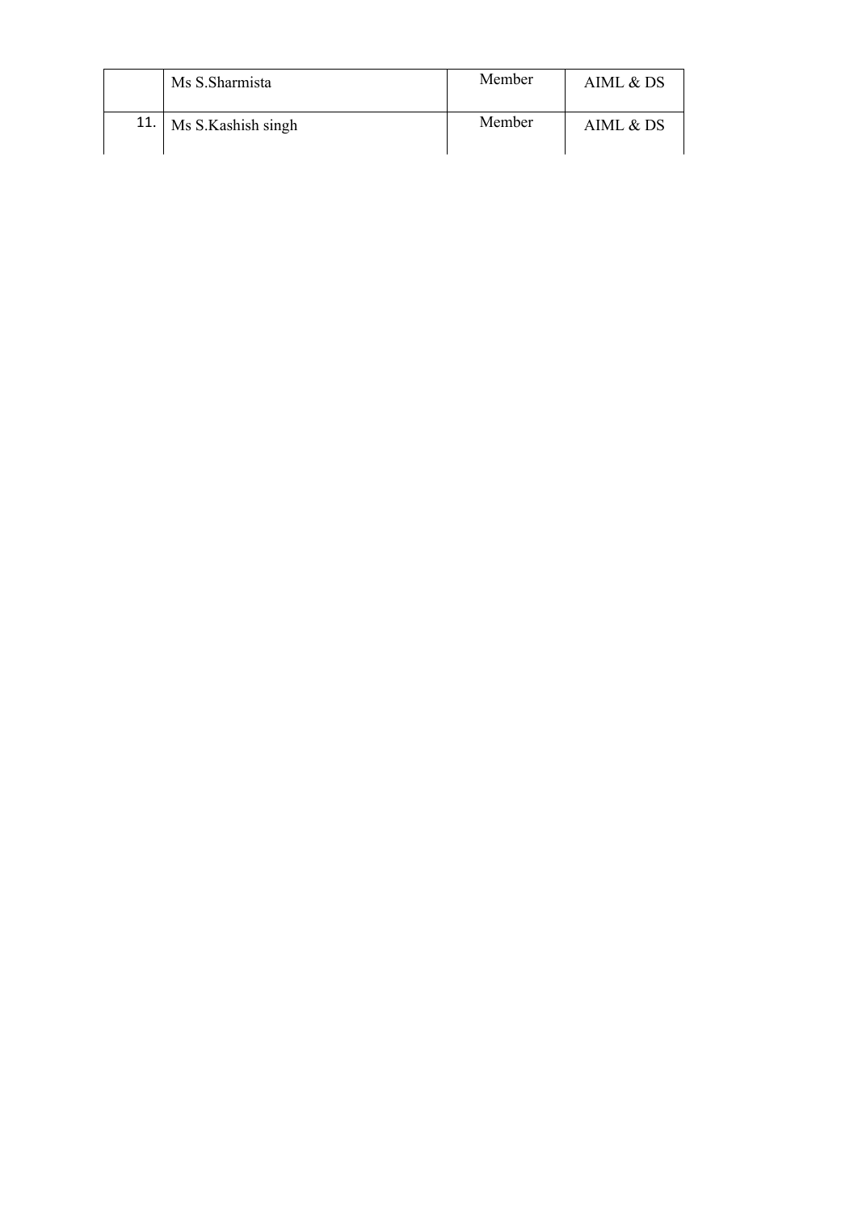| | | | |
|---|---|---|---|
| | Ms S.Sharmista | Member | AIML & DS |
| 11. | Ms S.Kashish singh | Member | AIML & DS |